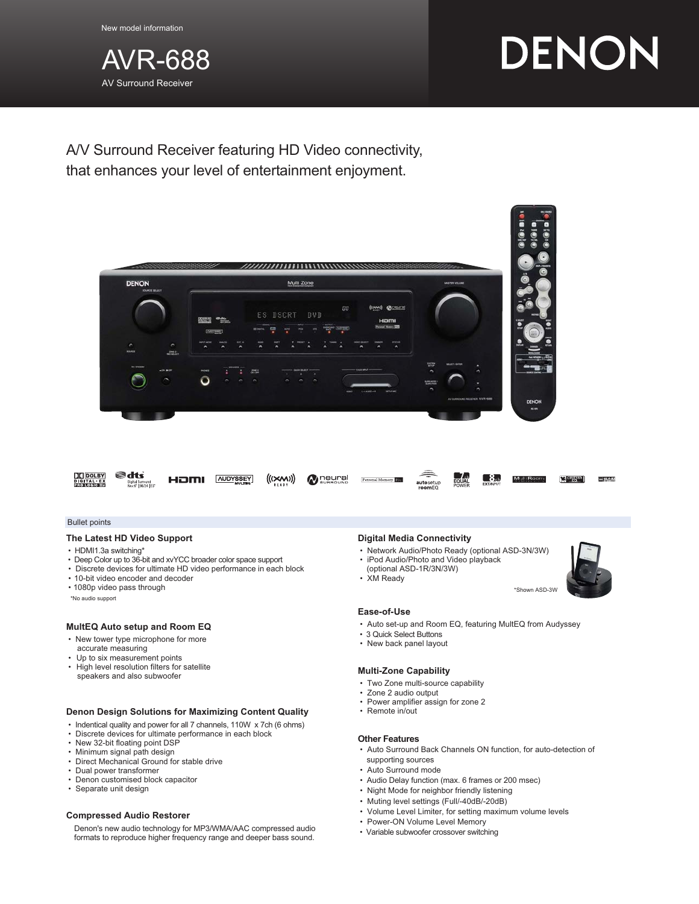New model information

# AVR-688

AV Surround Receiver

DENON

## A/V Surround Receiver featuring HD Video connectivity, that enhances your level of entertainment enjoyment.

Bullet points

### The Latest HD Video Support

- HDMI1.3a switching*
- Deep Color up to 36-bit and xvYCC broader color space support
- Discrete devices for ultimate HD video performance in each block
- 10-bit video encoder and decoder
- 1080p video pass through

*No audio support

### MultEQ Auto setup and Room EQ

- New tower type microphone for more accurate measuring
- Up to six measurement points
- High level resolution filters for satellite speakers and also subwoofer

### Denon Design Solutions for Maximizing Content Quality

- Indentical quality and power for all 7 channels, 110W x 7ch (6 ohms)
- Discrete devices for ultimate performance in each block
- New 32-bit floating point DSP
- Minimum signal path design
- Direct Mechanical Ground for stable drive
- Dual power transformer
- Denon customised block capacitor
- Separate unit design

### Compressed Audio Restorer

Denon's new audio technology for MP3/WMA/AAC compressed audio formats to reproduce higher frequency range and deeper bass sound.

### Digital Media Connectivity

- Network Audio/Photo Ready (optional ASD-3N/3W)
- iPod Audio/Photo and Video playback (optional ASD-1R/3N/3W)
- XM Ready

*Shown ASD-3W

### Ease-of-Use

- Auto set-up and Room EQ, featuring MultEQ from Audyssey
- 3 Quick Select Buttons
- New back panel layout

### Multi-Zone Capability

- Two Zone multi-source capability
- Zone 2 audio output
- Power amplifier assign for zone 2
- Remote in/out

### Other Features

- Auto Surround Back Channels ON function, for auto-detection of supporting sources
- Auto Surround mode
- Audio Delay function (max. 6 frames or 200 msec)
- Night Mode for neighbor friendly listening
- Muting level settings (Full/-40dB/-20dB)
- Volume Level Limiter, for setting maximum volume levels
- Power-ON Volume Level Memory
- Variable subwoofer crossover switching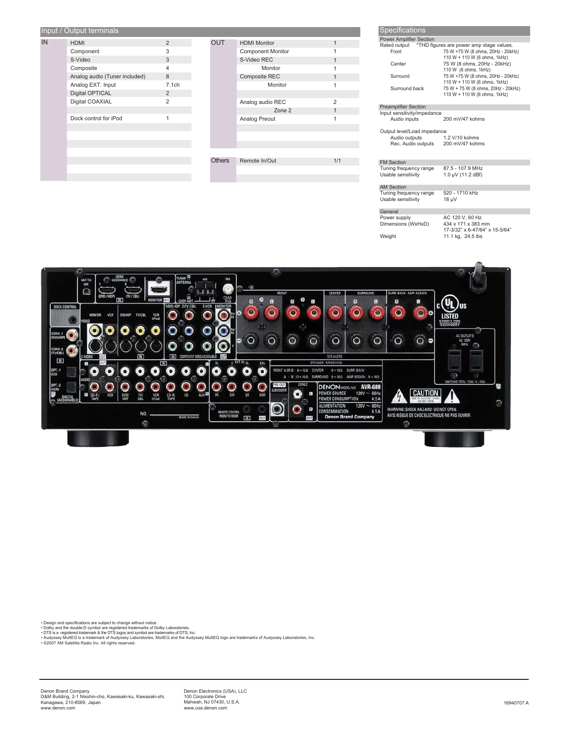## Input / Output terminals

| | | | | | |
|---|---|---|---|---|---|
| IN | HDMI | 2 | OUT | HDMI Monitor | 1 |
| | Component | 3 | | Component Monitor | 1 |
| | S-Video | 3 | | S-Video REC | 1 |
| | Composite | 4 | | Monitor | 1 |
| | Analog audio (Tuner included) | 8 | | Composite REC | 1 |
| | Analog EXT. Input | 7.1ch | | Monitor | 1 |
| | Digital OPTICAL | 2 | | | |
| | Digital COAXIAL | 2 | | Analog audio REC | 2 |
| | | | | Zone 2 | 1 |
| | Dock control for iPod | 1 | | Analog Preout | 1 |
| | | | Others | Remote In/Out | 1/1 |

## Specifications

**Power Amplifier Section**

| | |
|---|---|
| Rated output | *THD figures are power amp stage values. |
| Front | 75 W +75 W (8 ohms, 20Hz - 20kHz)<br>110 W + 110 W (6 ohms, 1kHz) |
| Center | 75 W (8 ohms, 20Hz - 20kHz)<br>110 W (6 ohms, 1kHz) |
| Surround | 75 W +75 W (8 ohms, 20Hz - 20kHz)<br>110 W + 110 W (6 ohms, 1kHz) |
| Surround back | 75 W + 75 W (8 ohms, 20Hz - 20kHz)<br>110 W + 110 W (6 ohms, 1kHz) |

**Preamplifier Section**

| | |
|---|---|
| Input sensitivity/impedance | |
| Audio inputs | 200 mV/47 kohms |
| Output level/Load impedance | |
| Audio outputs | 1.2 V/10 kohms |
| Rec. Audio outputs | 200 mV/47 kohms |

**FM Section**

| | |
|---|---|
| Tuning frequency range | 87.5 - 107.9 MHz |
| Usable sensitivity | 1.0 µV (11.2 dBf) |

**AM Section**

| | |
|---|---|
| Tuning frequency range | 520 - 1710 kHz |
| Usable sensitivity | 18 µV |

**General**

| | |
|---|---|
| Power supply | AC 120 V, 60 Hz |
| Dimensions (WxHxD) | 434 x 171 x 383 mm<br>17-3/32" x 6-47/64" x 15-5/64" |
| Weight | 11.1 kg, 24.5 lbs |

- Design and specifications are subject to change without notice.
- Dolby and the double-D symbol are registered trademarks of Dolby Laboratories.
- DTS is a registered trademark & the DTS logos and symbol are trademarks of DTS, Inc.
- Audyssey MultEQ is a trademark of Audyssey Laboratories. MultEQ and the Audyssey MultEQ logo are trademarks of Audyssey Laboratories, Inc.
- ©2007 XM Satellite Radio Inc. All rights reserved.

Denon Brand Company
D&M Building, 2-1 Nisshin-cho, Kawasaki-ku, Kawasaki-shi,
Kanagawa, 210-8569, Japan
www.denon.com

Denon Electronics (USA), LLC
100 Corporate Drive
Mahwah, NJ 07430, U.S.A.
www.usa.denon.com

16940707 A